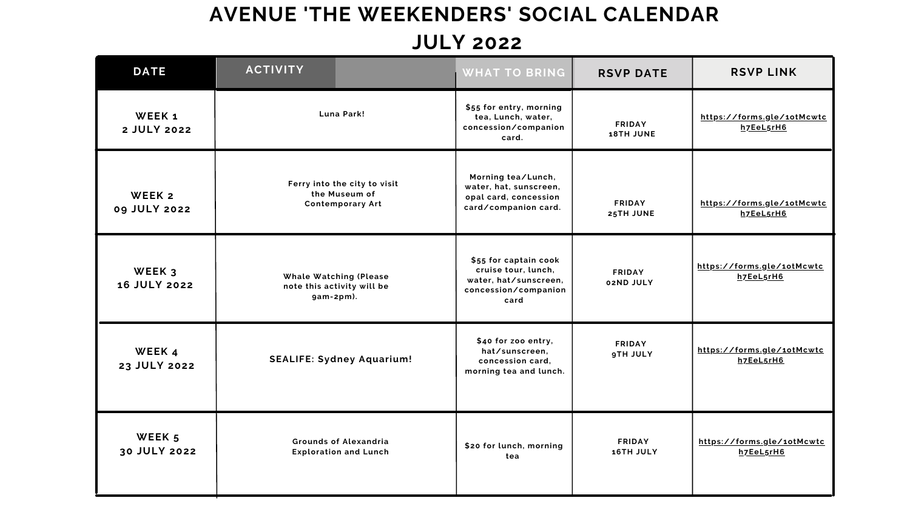# AVENUE 'THE WEEKENDERS' SOCIAL CALENDAR

## JULY 2022

| DATE | ACTIVITY | WHAT TO BRING | RSVP DATE | RSVP LINK |
|---|---|---|---|---|
| WEEK 1<br>2 JULY 2022 | Luna Park! | $55 for entry, morning tea, Lunch, water, concession/companion card. | FRIDAY<br>18TH JUNE | https://forms.gle/1otMcwtch7EeL5rH6 |
| WEEK 2<br>09 JULY 2022 | Ferry into the city to visit the Museum of Contemporary Art | Morning tea/Lunch, water, hat, sunscreen, opal card, concession card/companion card. | FRIDAY<br>25TH JUNE | https://forms.gle/1otMcwtch7EeL5rH6 |
| WEEK 3<br>16 JULY 2022 | Whale Watching (Please note this activity will be 9am-2pm). | $55 for captain cook cruise tour, lunch, water, hat/sunscreen, concession/companion card | FRIDAY<br>02ND JULY | https://forms.gle/1otMcwtch7EeL5rH6 |
| WEEK 4<br>23 JULY 2022 | SEALIFE: Sydney Aquarium! | $40 for zoo entry, hat/sunscreen, concession card, morning tea and lunch. | FRIDAY<br>9TH JULY | https://forms.gle/1otMcwtch7EeL5rH6 |
| WEEK 5<br>30 JULY 2022 | Grounds of Alexandria Exploration and Lunch | $20 for lunch, morning tea | FRIDAY<br>16TH JULY | https://forms.gle/1otMcwtch7EeL5rH6 |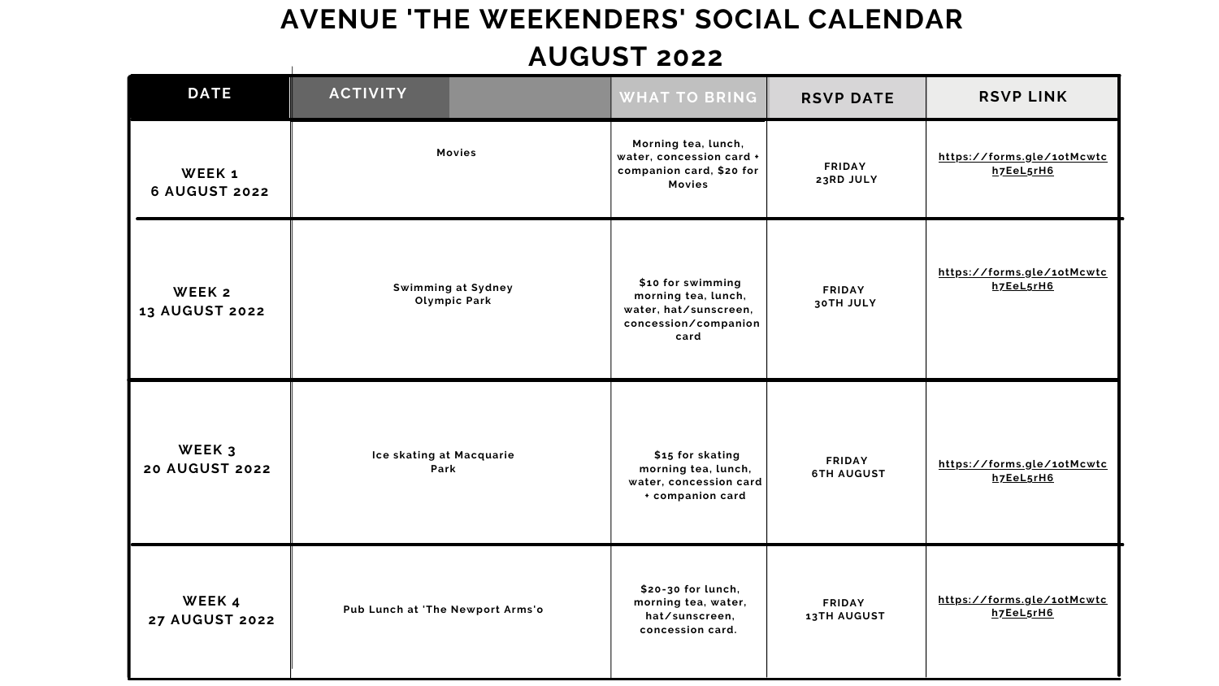# AVENUE 'THE WEEKENDERS' SOCIAL CALENDAR AUGUST 2022

| DATE | ACTIVITY | WHAT TO BRING | RSVP DATE | RSVP LINK |
|---|---|---|---|---|
| WEEK 1<br>6 AUGUST 2022 | Movies | Morning tea, lunch, water, concession card + companion card, $20 for Movies | FRIDAY<br>23RD JULY | https://forms.gle/1otMcwtch7EeL5rH6 |
| WEEK 2<br>13 AUGUST 2022 | Swimming at Sydney Olympic Park | $10 for swimming morning tea, lunch, water, hat/sunscreen, concession/companion card | FRIDAY<br>30TH JULY | https://forms.gle/1otMcwtch7EeL5rH6 |
| WEEK 3<br>20 AUGUST 2022 | Ice skating at Macquarie Park | $15 for skating morning tea, lunch, water, concession card + companion card | FRIDAY<br>6TH AUGUST | https://forms.gle/1otMcwtch7EeL5rH6 |
| WEEK 4<br>27 AUGUST 2022 | Pub Lunch at 'The Newport Arms'o | $20-30 for lunch, morning tea, water, hat/sunscreen, concession card. | FRIDAY<br>13TH AUGUST | https://forms.gle/1otMcwtch7EeL5rH6 |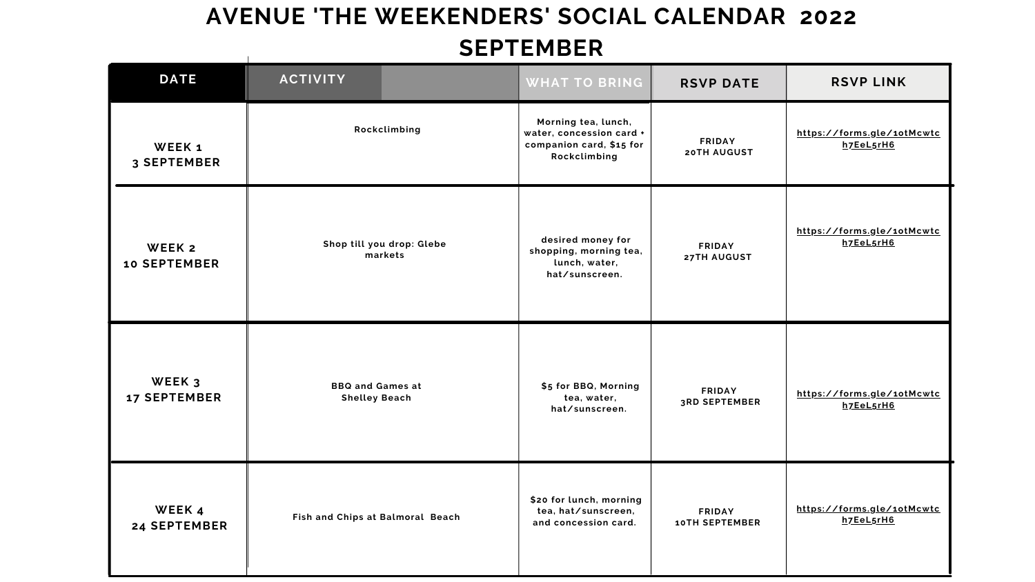# AVENUE 'THE WEEKENDERS' SOCIAL CALENDAR 2022

## SEPTEMBER

| DATE | ACTIVITY | WHAT TO BRING | RSVP DATE | RSVP LINK |
|---|---|---|---|---|
| WEEK 1 3 SEPTEMBER | Rockclimbing | Morning tea, lunch, water, concession card + companion card, $15 for Rockclimbing | FRIDAY 20TH AUGUST | https://forms.gle/1otMcwtch7EeL5rH6 |
| WEEK 2 10 SEPTEMBER | Shop till you drop: Glebe markets | desired money for shopping, morning tea, lunch, water, hat/sunscreen. | FRIDAY 27TH AUGUST | https://forms.gle/1otMcwtch7EeL5rH6 |
| WEEK 3 17 SEPTEMBER | BBQ and Games at Shelley Beach | $5 for BBQ, Morning tea, water, hat/sunscreen. | FRIDAY 3RD SEPTEMBER | https://forms.gle/1otMcwtch7EeL5rH6 |
| WEEK 4 24 SEPTEMBER | Fish and Chips at Balmoral Beach | $20 for lunch, morning tea, hat/sunscreen, and concession card. | FRIDAY 10TH SEPTEMBER | https://forms.gle/1otMcwtch7EeL5rH6 |